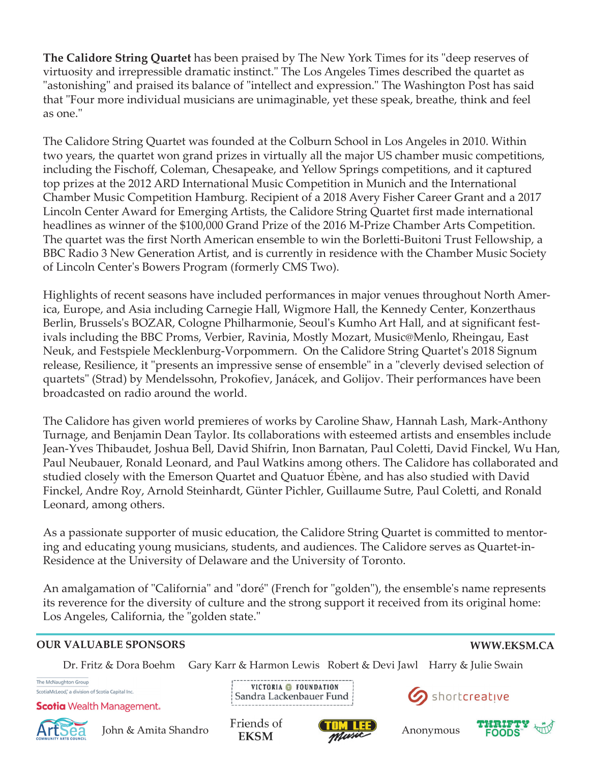**The Calidore String Quartet** has been praised by The New York Times for its "deep reserves of virtuosity and irrepressible dramatic instinct." The Los Angeles Times described the quartet as "astonishing" and praised its balance of "intellect and expression." The Washington Post has said that "Four more individual musicians are unimaginable, yet these speak, breathe, think and feel as one."

The Calidore String Quartet was founded at the Colburn School in Los Angeles in 2010. Within two years, the quartet won grand prizes in virtually all the major US chamber music competitions, including the Fischoff, Coleman, Chesapeake, and Yellow Springs competitions, and it captured top prizes at the 2012 ARD International Music Competition in Munich and the International Chamber Music Competition Hamburg. Recipient of a 2018 Avery Fisher Career Grant and a 2017 Lincoln Center Award for Emerging Artists, the Calidore String Quartet first made international headlines as winner of the $100,000 Grand Prize of the 2016 M-Prize Chamber Arts Competition. The quartet was the first North American ensemble to win the Borletti-Buitoni Trust Fellowship, a BBC Radio 3 New Generation Artist, and is currently in residence with the Chamber Music Society of Lincoln Center's Bowers Program (formerly CMS Two).

Highlights of recent seasons have included performances in major venues throughout North America, Europe, and Asia including Carnegie Hall, Wigmore Hall, the Kennedy Center, Konzerthaus Berlin, Brussels's BOZAR, Cologne Philharmonie, Seoul's Kumho Art Hall, and at significant festivals including the BBC Proms, Verbier, Ravinia, Mostly Mozart, Music@Menlo, Rheingau, East Neuk, and Festspiele Mecklenburg-Vorpommern. On the Calidore String Quartet's 2018 Signum release, Resilience, it "presents an impressive sense of ensemble" in a "cleverly devised selection of quartets" (Strad) by Mendelssohn, Prokofiev, Janácek, and Golijov. Their performances have been broadcasted on radio around the world.

The Calidore has given world premieres of works by Caroline Shaw, Hannah Lash, Mark-Anthony Turnage, and Benjamin Dean Taylor. Its collaborations with esteemed artists and ensembles include Jean-Yves Thibaudet, Joshua Bell, David Shifrin, Inon Barnatan, Paul Coletti, David Finckel, Wu Han, Paul Neubauer, Ronald Leonard, and Paul Watkins among others. The Calidore has collaborated and studied closely with the Emerson Quartet and Quatuor Ébène, and has also studied with David Finckel, Andre Roy, Arnold Steinhardt, Günter Pichler, Guillaume Sutre, Paul Coletti, and Ronald Leonard, among others.

As a passionate supporter of music education, the Calidore String Quartet is committed to mentoring and educating young musicians, students, and audiences. The Calidore serves as Quartet-in-Residence at the University of Delaware and the University of Toronto.

An amalgamation of "California" and "doré" (French for "golden"), the ensemble's name represents its reverence for the diversity of culture and the strong support it received from its original home: Los Angeles, California, the "golden state."

**OUR VALUABLE SPONSORS** **WWW.EKSM.CA**

Dr. Fritz & Dora Boehm   Gary Karr & Harmon Lewis   Robert & Devi Jawl   Harry & Julie Swain

The McNaughton Group
ScotiaMcLeod, a division of Scotia Capital Inc.
Scotia Wealth Management.

VICTORIA FOUNDATION
Sandra Lackenbauer Fund

shortcreative

ArtSea Community Arts Council   John & Amita Shandro   Friends of EKSM   Tom Lee Music   Anonymous   Thrifty Foods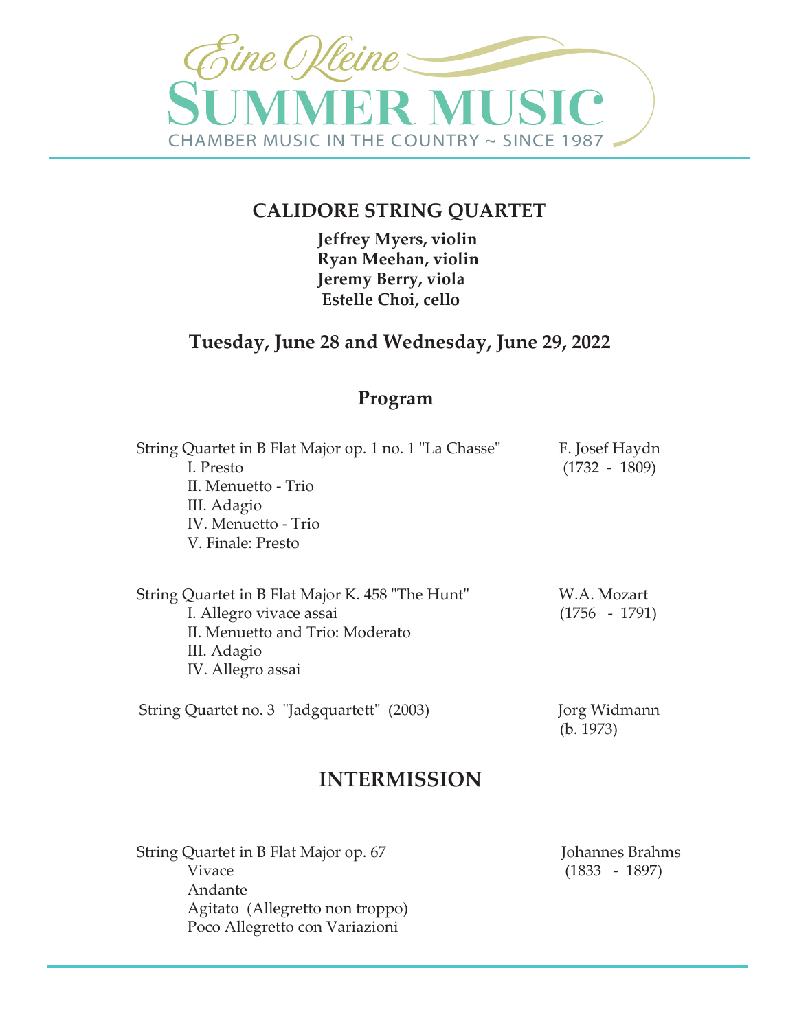Eine Kleine

# SUMMER MUSIC

CHAMBER MUSIC IN THE COUNTRY ~ SINCE 1987

## CALIDORE STRING QUARTET

**Jeffrey Myers, violin**
**Ryan Meehan, violin**
**Jeremy Berry, viola**
**Estelle Choi, cello**

**Tuesday, June 28 and Wednesday, June 29, 2022**

## Program

String Quartet in B Flat Major op. 1 no. 1 "La Chasse" — F. Josef Haydn (1732 - 1809)

- I. Presto
- II. Menuetto - Trio
- III. Adagio
- IV. Menuetto - Trio
- V. Finale: Presto

String Quartet in B Flat Major K. 458 "The Hunt" — W.A. Mozart (1756 - 1791)

- I. Allegro vivace assai
- II. Menuetto and Trio: Moderato
- III. Adagio
- IV. Allegro assai

String Quartet no. 3 "Jadgquartett" (2003) — Jorg Widmann (b. 1973)

## INTERMISSION

String Quartet in B Flat Major op. 67 — Johannes Brahms (1833 - 1897)

- Vivace
- Andante
- Agitato (Allegretto non troppo)
- Poco Allegretto con Variazioni